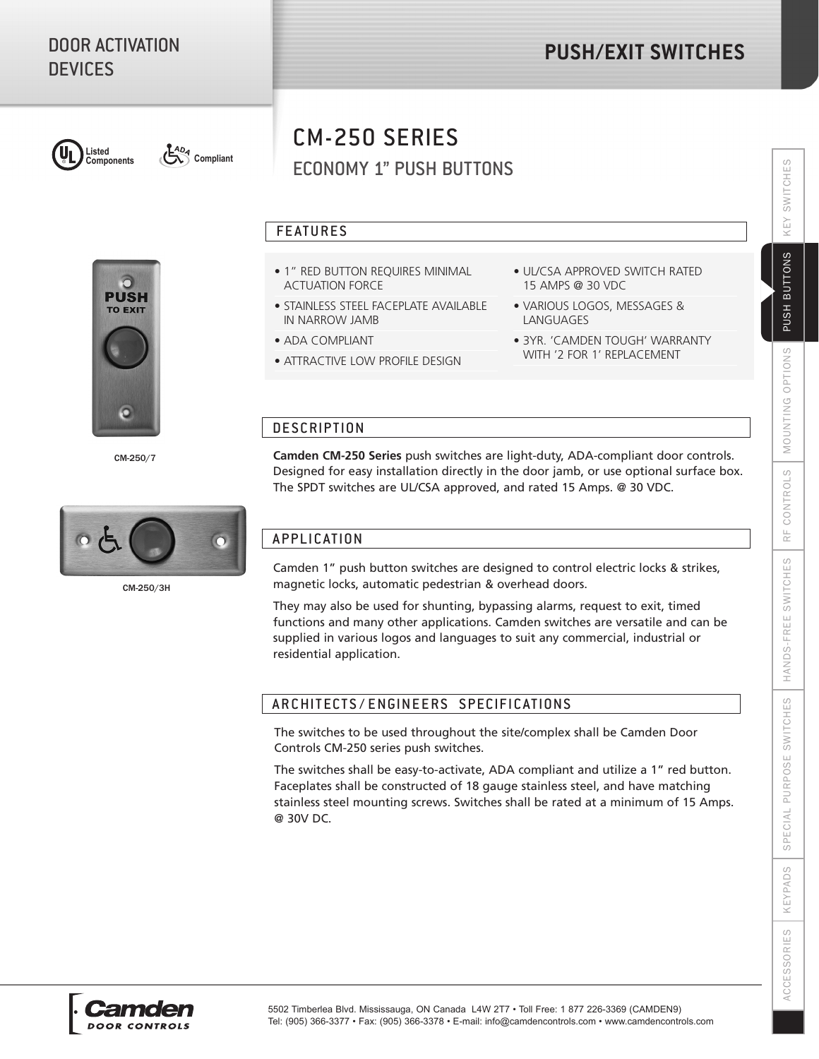DOOR ACTIVATION DEVICES

# PUSH/EXIT SWITCHES

Listed Components

ADA Compliant

# CM-250 SERIES

## ECONOMY 1" PUSH BUTTONS

### FEATURES

- 1" RED BUTTON REQUIRES MINIMAL ACTUATION FORCE
- STAINLESS STEEL FACEPLATE AVAILABLE IN NARROW JAMB
- ADA COMPLIANT
- ATTRACTIVE LOW PROFILE DESIGN
- UL/CSA APPROVED SWITCH RATED 15 AMPS @ 30 VDC
- VARIOUS LOGOS, MESSAGES & LANGUAGES
- 3YR. 'CAMDEN TOUGH' WARRANTY WITH '2 FOR 1' REPLACEMENT

CM-250/7

### DESCRIPTION

**Camden CM-250 Series** push switches are light-duty, ADA-compliant door controls. Designed for easy installation directly in the door jamb, or use optional surface box. The SPDT switches are UL/CSA approved, and rated 15 Amps. @ 30 VDC.

CM-250/3H

### APPLICATION

Camden 1" push button switches are designed to control electric locks & strikes, magnetic locks, automatic pedestrian & overhead doors.

They may also be used for shunting, bypassing alarms, request to exit, timed functions and many other applications. Camden switches are versatile and can be supplied in various logos and languages to suit any commercial, industrial or residential application.

### ARCHITECTS/ENGINEERS SPECIFICATIONS

The switches to be used throughout the site/complex shall be Camden Door Controls CM-250 series push switches.

The switches shall be easy-to-activate, ADA compliant and utilize a 1" red button. Faceplates shall be constructed of 18 gauge stainless steel, and have matching stainless steel mounting screws. Switches shall be rated at a minimum of 15 Amps. @ 30V DC.

KEY SWITCHES | PUSH BUTTONS | MOUNTING OPTIONS | RF CONTROLS | HANDS-FREE SWITCHES | SPECIAL PURPOSE SWITCHES | KEYPADS | ACCESSORIES

Camden DOOR CONTROLS

5502 Timberlea Blvd. Mississauga, ON Canada L4W 2T7 • Toll Free: 1 877 226-3369 (CAMDEN9)
Tel: (905) 366-3377 • Fax: (905) 366-3378 • E-mail: info@camdencontrols.com • www.camdencontrols.com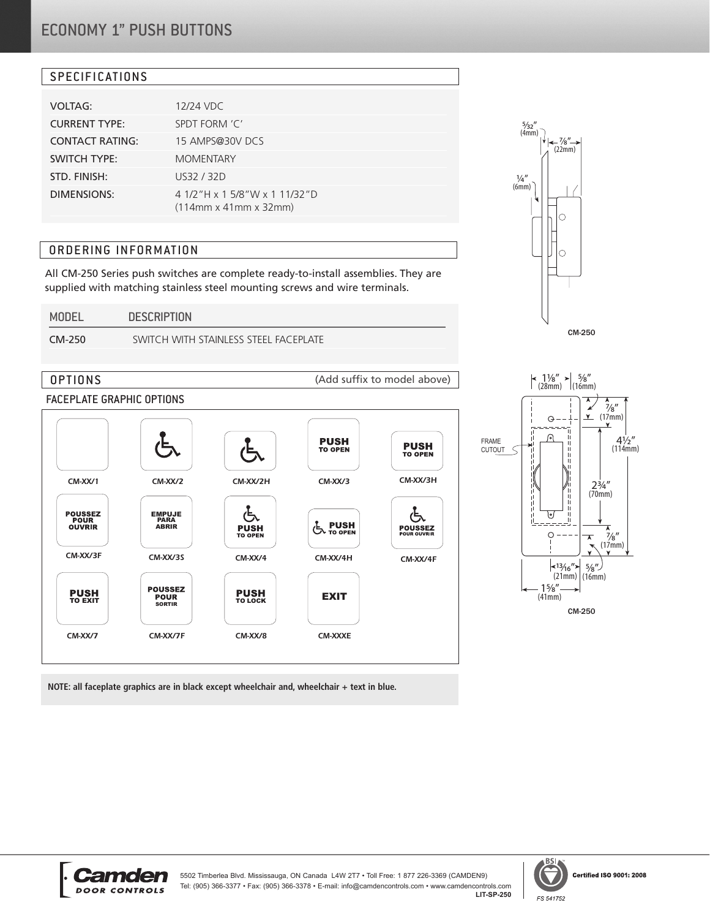# ECONOMY 1" PUSH BUTTONS

## SPECIFICATIONS

| | |
|---|---|
| VOLTAG: | 12/24 VDC |
| CURRENT TYPE: | SPDT FORM 'C' |
| CONTACT RATING: | 15 AMPS@30V DCS |
| SWITCH TYPE: | MOMENTARY |
| STD. FINISH: | US32 / 32D |
| DIMENSIONS: | 4 1/2"H x 1 5/8"W x 1 11/32"D (114mm x 41mm x 32mm) |

## ORDERING INFORMATION

All CM-250 Series push switches are complete ready-to-install assemblies. They are supplied with matching stainless steel mounting screws and wire terminals.

| MODEL | DESCRIPTION |
|---|---|
| CM-250 | SWITCH WITH STAINLESS STEEL FACEPLATE |

## OPTIONS

(Add suffix to model above)

### FACEPLATE GRAPHIC OPTIONS

CM-XX/1

CM-XX/2

CM-XX/2H

PUSH TO OPEN
CM-XX/3

PUSH TO OPEN
CM-XX/3H

POUSSEZ POUR OUVRIR
CM-XX/3F

EMPUJE PARA ABRIR
CM-XX/3S

PUSH TO OPEN
CM-XX/4

PUSH TO OPEN
CM-XX/4H

POUSSEZ POUR OUVRIR
CM-XX/4F

PUSH TO EXIT
CM-XX/7

POUSSEZ POUR SORTIR
CM-XX/7F

PUSH TO LOCK
CM-XX/8

EXIT
CM-XXXE

**NOTE: all faceplate graphics are in black except wheelchair and, wheelchair + text in blue.**

5⁄32" (4mm)
7⁄8" (22mm)
1⁄4" (6mm)
CM-250

1⅛" (28mm)
5⁄8" (16mm)
7⁄8" (17mm)
4½" (114mm)
FRAME CUTOUT
2¾" (70mm)
7⁄8" (17mm)
13⁄16" (21mm)
5⁄8" (16mm)
1⅝" (41mm)
CM-250

Camden DOOR CONTROLS

5502 Timberlea Blvd. Mississauga, ON Canada L4W 2T7 • Toll Free: 1 877 226-3369 (CAMDEN9)
Tel: (905) 366-3377 • Fax: (905) 366-3378 • E-mail: info@camdencontrols.com • www.camdencontrols.com
LIT-SP-250

Certified ISO 9001: 2008
FS 541752